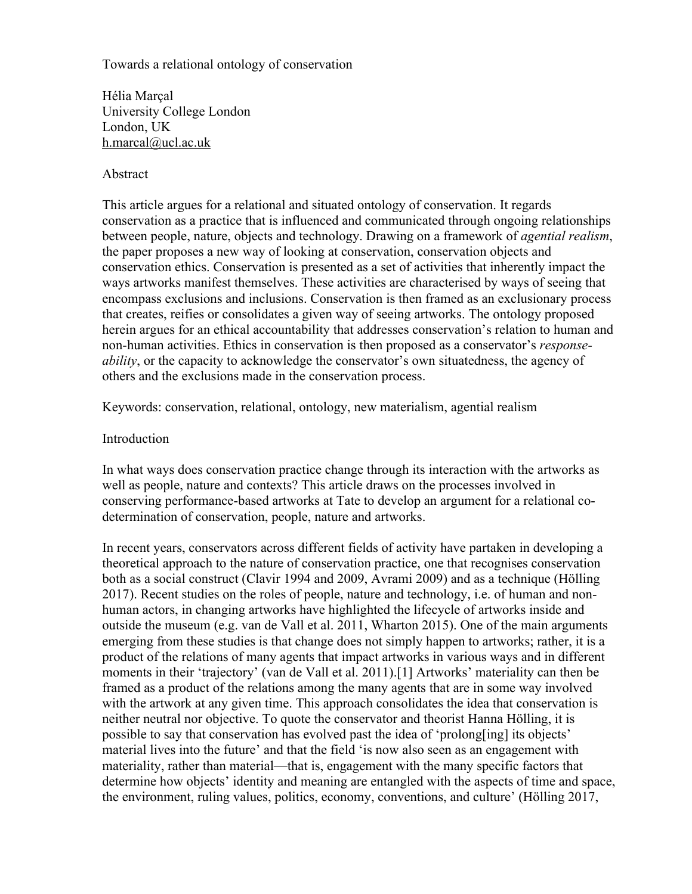# Towards a relational ontology of conservation

Hélia Marçal
University College London
London, UK
h.marcal@ucl.ac.uk

## Abstract

This article argues for a relational and situated ontology of conservation. It regards conservation as a practice that is influenced and communicated through ongoing relationships between people, nature, objects and technology. Drawing on a framework of *agential realism*, the paper proposes a new way of looking at conservation, conservation objects and conservation ethics. Conservation is presented as a set of activities that inherently impact the ways artworks manifest themselves. These activities are characterised by ways of seeing that encompass exclusions and inclusions. Conservation is then framed as an exclusionary process that creates, reifies or consolidates a given way of seeing artworks. The ontology proposed herein argues for an ethical accountability that addresses conservation's relation to human and non-human activities. Ethics in conservation is then proposed as a conservator's *response-ability*, or the capacity to acknowledge the conservator's own situatedness, the agency of others and the exclusions made in the conservation process.

Keywords: conservation, relational, ontology, new materialism, agential realism

## Introduction

In what ways does conservation practice change through its interaction with the artworks as well as people, nature and contexts? This article draws on the processes involved in conserving performance-based artworks at Tate to develop an argument for a relational co-determination of conservation, people, nature and artworks.

In recent years, conservators across different fields of activity have partaken in developing a theoretical approach to the nature of conservation practice, one that recognises conservation both as a social construct (Clavir 1994 and 2009, Avrami 2009) and as a technique (Hölling 2017). Recent studies on the roles of people, nature and technology, i.e. of human and non-human actors, in changing artworks have highlighted the lifecycle of artworks inside and outside the museum (e.g. van de Vall et al. 2011, Wharton 2015). One of the main arguments emerging from these studies is that change does not simply happen to artworks; rather, it is a product of the relations of many agents that impact artworks in various ways and in different moments in their 'trajectory' (van de Vall et al. 2011).[1] Artworks' materiality can then be framed as a product of the relations among the many agents that are in some way involved with the artwork at any given time. This approach consolidates the idea that conservation is neither neutral nor objective. To quote the conservator and theorist Hanna Hölling, it is possible to say that conservation has evolved past the idea of 'prolong[ing] its objects' material lives into the future' and that the field 'is now also seen as an engagement with materiality, rather than material—that is, engagement with the many specific factors that determine how objects' identity and meaning are entangled with the aspects of time and space, the environment, ruling values, politics, economy, conventions, and culture' (Hölling 2017,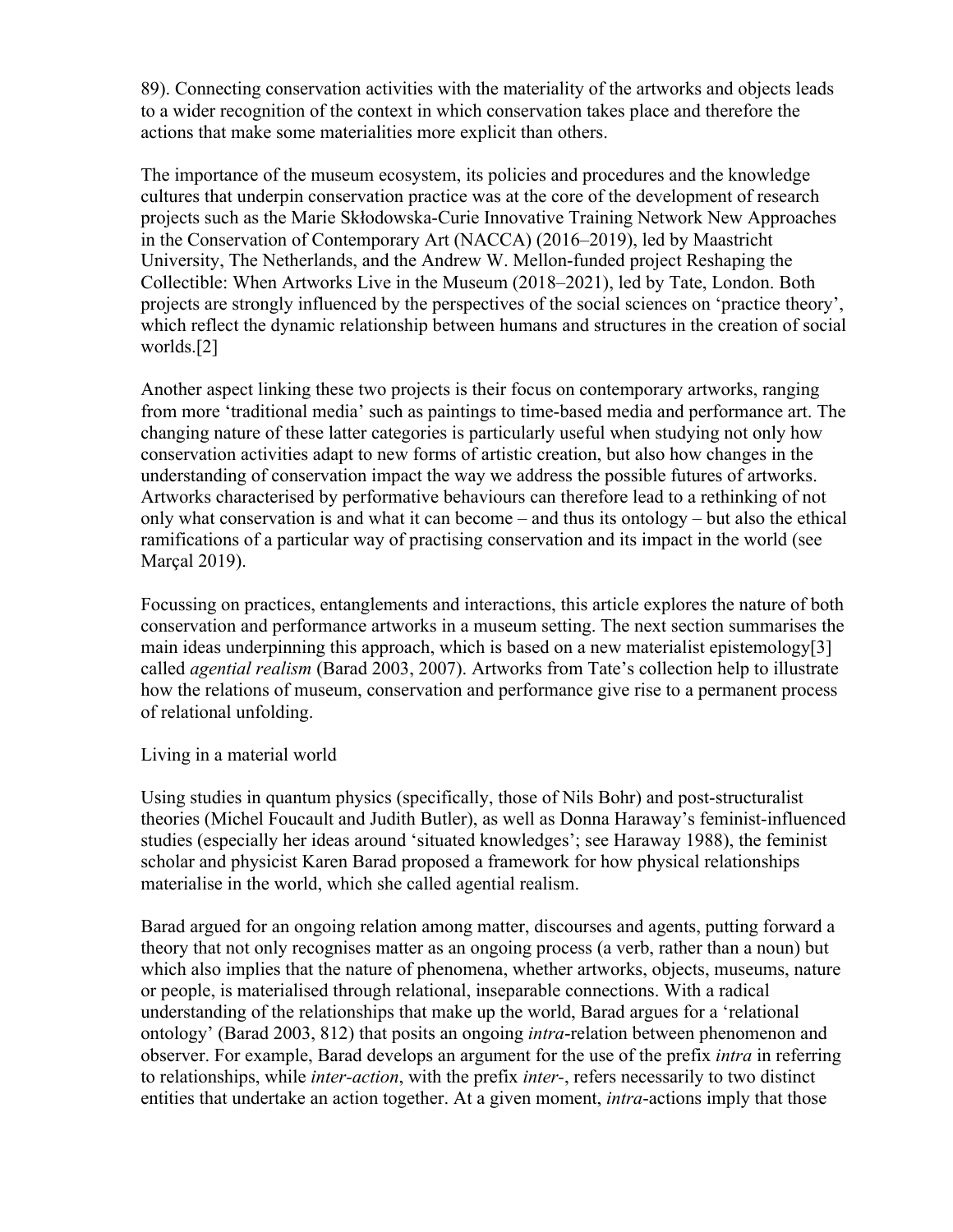89). Connecting conservation activities with the materiality of the artworks and objects leads to a wider recognition of the context in which conservation takes place and therefore the actions that make some materialities more explicit than others.

The importance of the museum ecosystem, its policies and procedures and the knowledge cultures that underpin conservation practice was at the core of the development of research projects such as the Marie Skłodowska-Curie Innovative Training Network New Approaches in the Conservation of Contemporary Art (NACCA) (2016–2019), led by Maastricht University, The Netherlands, and the Andrew W. Mellon-funded project Reshaping the Collectible: When Artworks Live in the Museum (2018–2021), led by Tate, London. Both projects are strongly influenced by the perspectives of the social sciences on 'practice theory', which reflect the dynamic relationship between humans and structures in the creation of social worlds.[2]

Another aspect linking these two projects is their focus on contemporary artworks, ranging from more 'traditional media' such as paintings to time-based media and performance art. The changing nature of these latter categories is particularly useful when studying not only how conservation activities adapt to new forms of artistic creation, but also how changes in the understanding of conservation impact the way we address the possible futures of artworks. Artworks characterised by performative behaviours can therefore lead to a rethinking of not only what conservation is and what it can become – and thus its ontology – but also the ethical ramifications of a particular way of practising conservation and its impact in the world (see Marçal 2019).

Focussing on practices, entanglements and interactions, this article explores the nature of both conservation and performance artworks in a museum setting. The next section summarises the main ideas underpinning this approach, which is based on a new materialist epistemology[3] called *agential realism* (Barad 2003, 2007). Artworks from Tate's collection help to illustrate how the relations of museum, conservation and performance give rise to a permanent process of relational unfolding.

## Living in a material world

Using studies in quantum physics (specifically, those of Nils Bohr) and post-structuralist theories (Michel Foucault and Judith Butler), as well as Donna Haraway's feminist-influenced studies (especially her ideas around 'situated knowledges'; see Haraway 1988), the feminist scholar and physicist Karen Barad proposed a framework for how physical relationships materialise in the world, which she called agential realism.

Barad argued for an ongoing relation among matter, discourses and agents, putting forward a theory that not only recognises matter as an ongoing process (a verb, rather than a noun) but which also implies that the nature of phenomena, whether artworks, objects, museums, nature or people, is materialised through relational, inseparable connections. With a radical understanding of the relationships that make up the world, Barad argues for a 'relational ontology' (Barad 2003, 812) that posits an ongoing *intra*-relation between phenomenon and observer. For example, Barad develops an argument for the use of the prefix *intra* in referring to relationships, while *inter-action*, with the prefix *inter*-, refers necessarily to two distinct entities that undertake an action together. At a given moment, *intra*-actions imply that those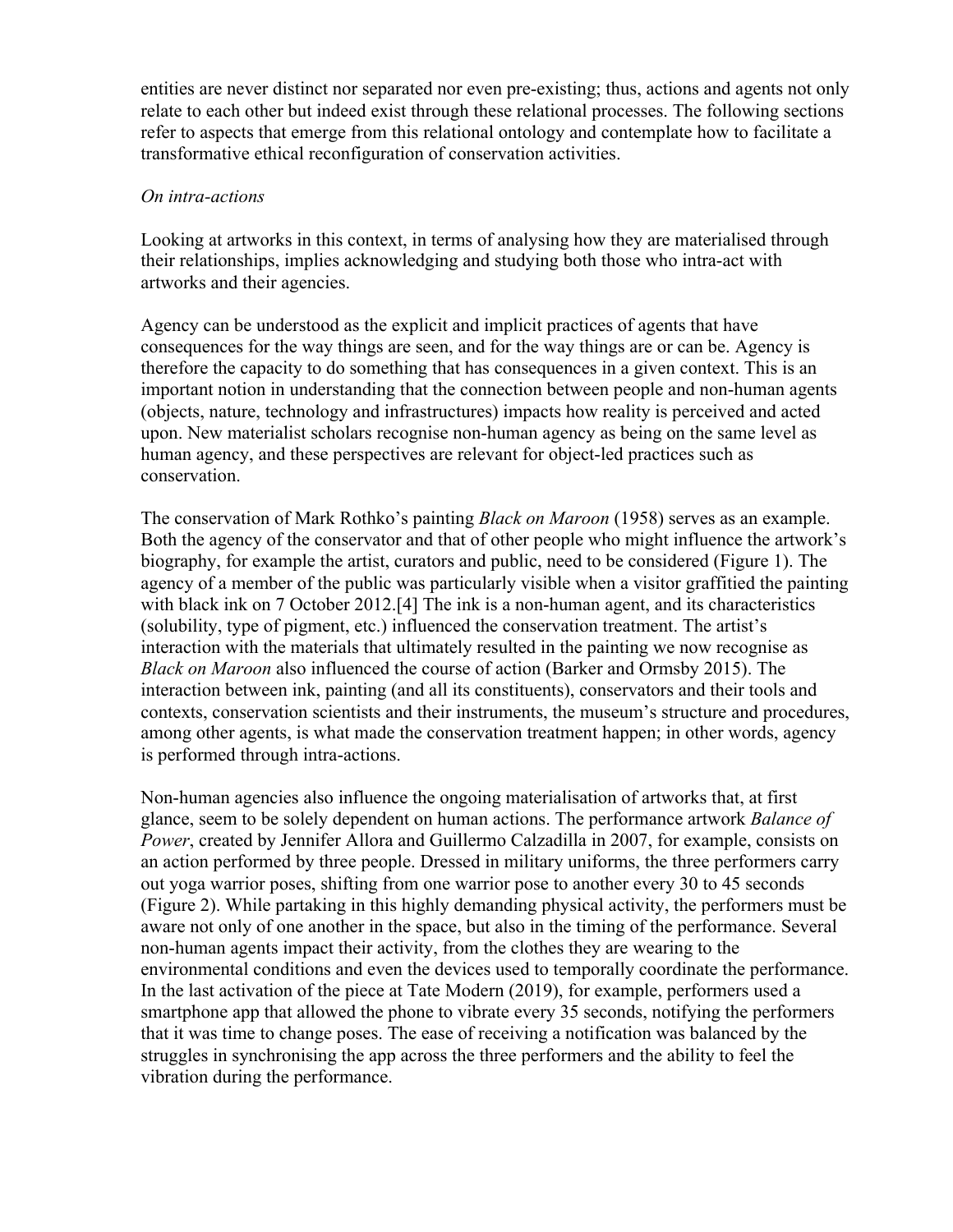entities are never distinct nor separated nor even pre-existing; thus, actions and agents not only relate to each other but indeed exist through these relational processes. The following sections refer to aspects that emerge from this relational ontology and contemplate how to facilitate a transformative ethical reconfiguration of conservation activities.

*On intra-actions*

Looking at artworks in this context, in terms of analysing how they are materialised through their relationships, implies acknowledging and studying both those who intra-act with artworks and their agencies.

Agency can be understood as the explicit and implicit practices of agents that have consequences for the way things are seen, and for the way things are or can be. Agency is therefore the capacity to do something that has consequences in a given context. This is an important notion in understanding that the connection between people and non-human agents (objects, nature, technology and infrastructures) impacts how reality is perceived and acted upon. New materialist scholars recognise non-human agency as being on the same level as human agency, and these perspectives are relevant for object-led practices such as conservation.

The conservation of Mark Rothko's painting *Black on Maroon* (1958) serves as an example. Both the agency of the conservator and that of other people who might influence the artwork's biography, for example the artist, curators and public, need to be considered (Figure 1). The agency of a member of the public was particularly visible when a visitor graffitied the painting with black ink on 7 October 2012.[4] The ink is a non-human agent, and its characteristics (solubility, type of pigment, etc.) influenced the conservation treatment. The artist's interaction with the materials that ultimately resulted in the painting we now recognise as *Black on Maroon* also influenced the course of action (Barker and Ormsby 2015). The interaction between ink, painting (and all its constituents), conservators and their tools and contexts, conservation scientists and their instruments, the museum's structure and procedures, among other agents, is what made the conservation treatment happen; in other words, agency is performed through intra-actions.

Non-human agencies also influence the ongoing materialisation of artworks that, at first glance, seem to be solely dependent on human actions. The performance artwork *Balance of Power*, created by Jennifer Allora and Guillermo Calzadilla in 2007, for example, consists on an action performed by three people. Dressed in military uniforms, the three performers carry out yoga warrior poses, shifting from one warrior pose to another every 30 to 45 seconds (Figure 2). While partaking in this highly demanding physical activity, the performers must be aware not only of one another in the space, but also in the timing of the performance. Several non-human agents impact their activity, from the clothes they are wearing to the environmental conditions and even the devices used to temporally coordinate the performance. In the last activation of the piece at Tate Modern (2019), for example, performers used a smartphone app that allowed the phone to vibrate every 35 seconds, notifying the performers that it was time to change poses. The ease of receiving a notification was balanced by the struggles in synchronising the app across the three performers and the ability to feel the vibration during the performance.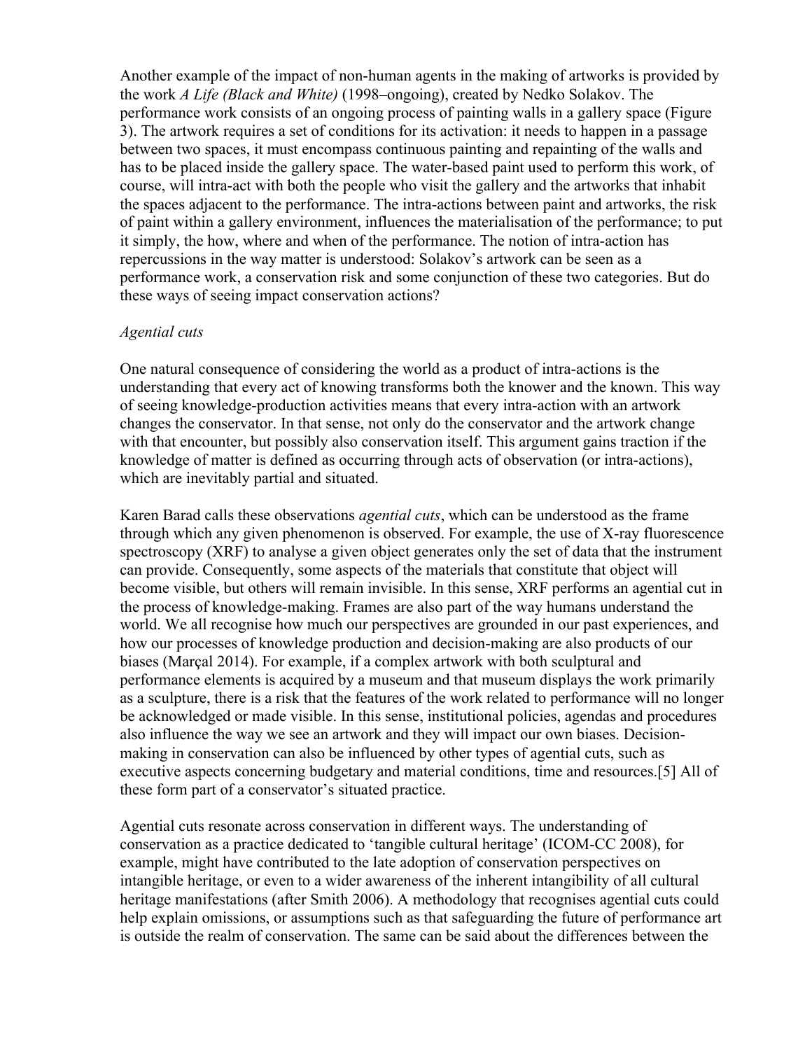Another example of the impact of non-human agents in the making of artworks is provided by the work *A Life (Black and White)* (1998–ongoing), created by Nedko Solakov. The performance work consists of an ongoing process of painting walls in a gallery space (Figure 3). The artwork requires a set of conditions for its activation: it needs to happen in a passage between two spaces, it must encompass continuous painting and repainting of the walls and has to be placed inside the gallery space. The water-based paint used to perform this work, of course, will intra-act with both the people who visit the gallery and the artworks that inhabit the spaces adjacent to the performance. The intra-actions between paint and artworks, the risk of paint within a gallery environment, influences the materialisation of the performance; to put it simply, the how, where and when of the performance. The notion of intra-action has repercussions in the way matter is understood: Solakov's artwork can be seen as a performance work, a conservation risk and some conjunction of these two categories. But do these ways of seeing impact conservation actions?

*Agential cuts*

One natural consequence of considering the world as a product of intra-actions is the understanding that every act of knowing transforms both the knower and the known. This way of seeing knowledge-production activities means that every intra-action with an artwork changes the conservator. In that sense, not only do the conservator and the artwork change with that encounter, but possibly also conservation itself. This argument gains traction if the knowledge of matter is defined as occurring through acts of observation (or intra-actions), which are inevitably partial and situated.

Karen Barad calls these observations *agential cuts*, which can be understood as the frame through which any given phenomenon is observed. For example, the use of X-ray fluorescence spectroscopy (XRF) to analyse a given object generates only the set of data that the instrument can provide. Consequently, some aspects of the materials that constitute that object will become visible, but others will remain invisible. In this sense, XRF performs an agential cut in the process of knowledge-making. Frames are also part of the way humans understand the world. We all recognise how much our perspectives are grounded in our past experiences, and how our processes of knowledge production and decision-making are also products of our biases (Marçal 2014). For example, if a complex artwork with both sculptural and performance elements is acquired by a museum and that museum displays the work primarily as a sculpture, there is a risk that the features of the work related to performance will no longer be acknowledged or made visible. In this sense, institutional policies, agendas and procedures also influence the way we see an artwork and they will impact our own biases. Decision-making in conservation can also be influenced by other types of agential cuts, such as executive aspects concerning budgetary and material conditions, time and resources.[5] All of these form part of a conservator's situated practice.

Agential cuts resonate across conservation in different ways. The understanding of conservation as a practice dedicated to 'tangible cultural heritage' (ICOM-CC 2008), for example, might have contributed to the late adoption of conservation perspectives on intangible heritage, or even to a wider awareness of the inherent intangibility of all cultural heritage manifestations (after Smith 2006). A methodology that recognises agential cuts could help explain omissions, or assumptions such as that safeguarding the future of performance art is outside the realm of conservation. The same can be said about the differences between the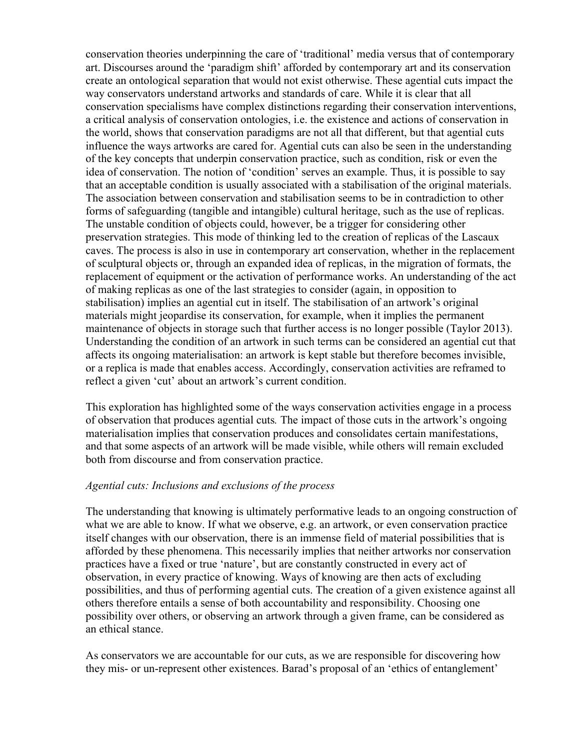conservation theories underpinning the care of 'traditional' media versus that of contemporary art. Discourses around the 'paradigm shift' afforded by contemporary art and its conservation create an ontological separation that would not exist otherwise. These agential cuts impact the way conservators understand artworks and standards of care. While it is clear that all conservation specialisms have complex distinctions regarding their conservation interventions, a critical analysis of conservation ontologies, i.e. the existence and actions of conservation in the world, shows that conservation paradigms are not all that different, but that agential cuts influence the ways artworks are cared for. Agential cuts can also be seen in the understanding of the key concepts that underpin conservation practice, such as condition, risk or even the idea of conservation. The notion of 'condition' serves an example. Thus, it is possible to say that an acceptable condition is usually associated with a stabilisation of the original materials. The association between conservation and stabilisation seems to be in contradiction to other forms of safeguarding (tangible and intangible) cultural heritage, such as the use of replicas. The unstable condition of objects could, however, be a trigger for considering other preservation strategies. This mode of thinking led to the creation of replicas of the Lascaux caves. The process is also in use in contemporary art conservation, whether in the replacement of sculptural objects or, through an expanded idea of replicas, in the migration of formats, the replacement of equipment or the activation of performance works. An understanding of the act of making replicas as one of the last strategies to consider (again, in opposition to stabilisation) implies an agential cut in itself. The stabilisation of an artwork's original materials might jeopardise its conservation, for example, when it implies the permanent maintenance of objects in storage such that further access is no longer possible (Taylor 2013). Understanding the condition of an artwork in such terms can be considered an agential cut that affects its ongoing materialisation: an artwork is kept stable but therefore becomes invisible, or a replica is made that enables access. Accordingly, conservation activities are reframed to reflect a given 'cut' about an artwork's current condition.

This exploration has highlighted some of the ways conservation activities engage in a process of observation that produces agential cuts*.* The impact of those cuts in the artwork's ongoing materialisation implies that conservation produces and consolidates certain manifestations, and that some aspects of an artwork will be made visible, while others will remain excluded both from discourse and from conservation practice.

*Agential cuts: Inclusions and exclusions of the process*

The understanding that knowing is ultimately performative leads to an ongoing construction of what we are able to know. If what we observe, e.g. an artwork, or even conservation practice itself changes with our observation, there is an immense field of material possibilities that is afforded by these phenomena. This necessarily implies that neither artworks nor conservation practices have a fixed or true 'nature', but are constantly constructed in every act of observation, in every practice of knowing. Ways of knowing are then acts of excluding possibilities, and thus of performing agential cuts. The creation of a given existence against all others therefore entails a sense of both accountability and responsibility. Choosing one possibility over others, or observing an artwork through a given frame, can be considered as an ethical stance.

As conservators we are accountable for our cuts, as we are responsible for discovering how they mis- or un-represent other existences. Barad's proposal of an 'ethics of entanglement'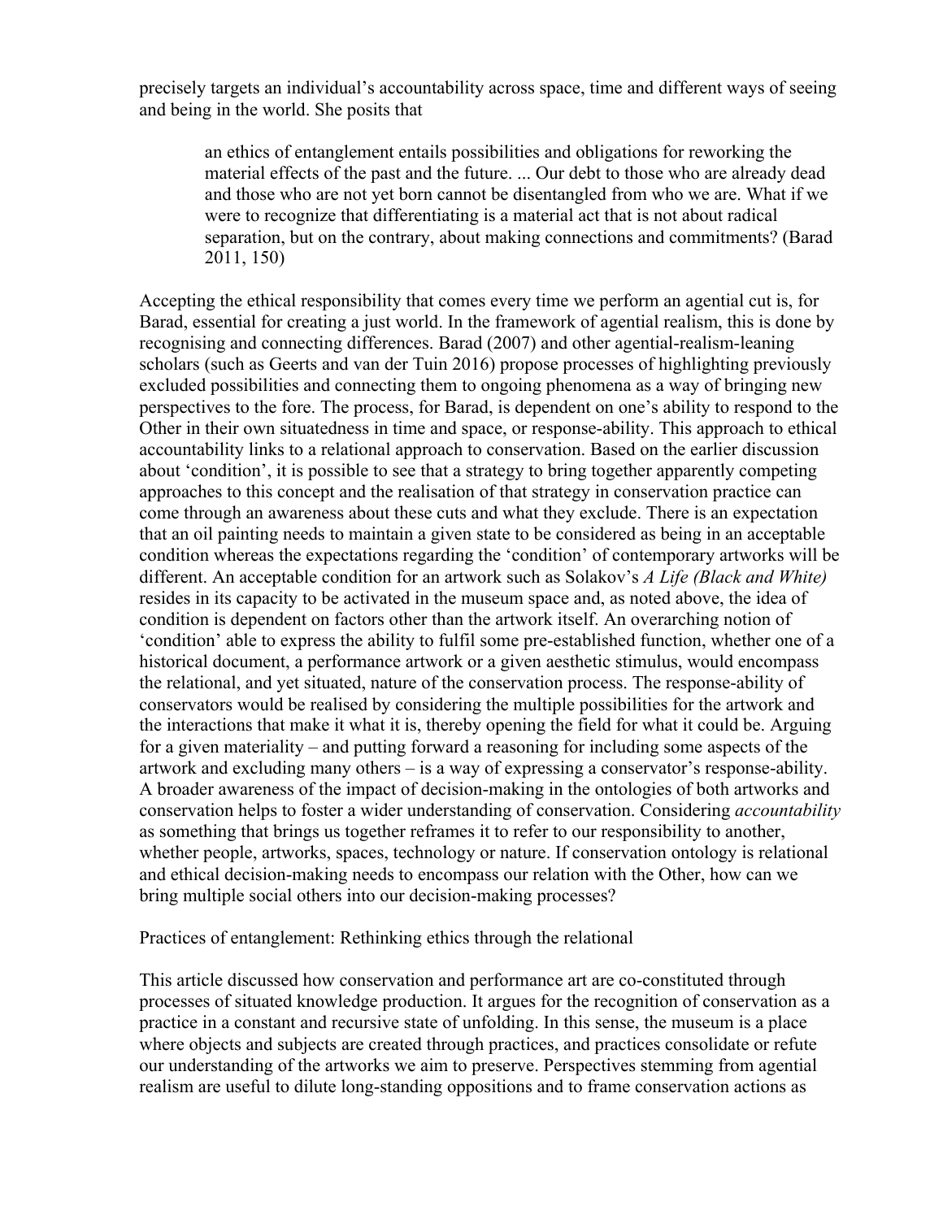precisely targets an individual's accountability across space, time and different ways of seeing and being in the world. She posits that

> an ethics of entanglement entails possibilities and obligations for reworking the material effects of the past and the future. ... Our debt to those who are already dead and those who are not yet born cannot be disentangled from who we are. What if we were to recognize that differentiating is a material act that is not about radical separation, but on the contrary, about making connections and commitments? (Barad 2011, 150)

Accepting the ethical responsibility that comes every time we perform an agential cut is, for Barad, essential for creating a just world. In the framework of agential realism, this is done by recognising and connecting differences. Barad (2007) and other agential-realism-leaning scholars (such as Geerts and van der Tuin 2016) propose processes of highlighting previously excluded possibilities and connecting them to ongoing phenomena as a way of bringing new perspectives to the fore. The process, for Barad, is dependent on one's ability to respond to the Other in their own situatedness in time and space, or response-ability. This approach to ethical accountability links to a relational approach to conservation. Based on the earlier discussion about 'condition', it is possible to see that a strategy to bring together apparently competing approaches to this concept and the realisation of that strategy in conservation practice can come through an awareness about these cuts and what they exclude. There is an expectation that an oil painting needs to maintain a given state to be considered as being in an acceptable condition whereas the expectations regarding the 'condition' of contemporary artworks will be different. An acceptable condition for an artwork such as Solakov's *A Life (Black and White)* resides in its capacity to be activated in the museum space and, as noted above, the idea of condition is dependent on factors other than the artwork itself. An overarching notion of 'condition' able to express the ability to fulfil some pre-established function, whether one of a historical document, a performance artwork or a given aesthetic stimulus, would encompass the relational, and yet situated, nature of the conservation process. The response-ability of conservators would be realised by considering the multiple possibilities for the artwork and the interactions that make it what it is, thereby opening the field for what it could be. Arguing for a given materiality – and putting forward a reasoning for including some aspects of the artwork and excluding many others – is a way of expressing a conservator's response-ability. A broader awareness of the impact of decision-making in the ontologies of both artworks and conservation helps to foster a wider understanding of conservation. Considering *accountability* as something that brings us together reframes it to refer to our responsibility to another, whether people, artworks, spaces, technology or nature. If conservation ontology is relational and ethical decision-making needs to encompass our relation with the Other, how can we bring multiple social others into our decision-making processes?

## Practices of entanglement: Rethinking ethics through the relational

This article discussed how conservation and performance art are co-constituted through processes of situated knowledge production. It argues for the recognition of conservation as a practice in a constant and recursive state of unfolding. In this sense, the museum is a place where objects and subjects are created through practices, and practices consolidate or refute our understanding of the artworks we aim to preserve. Perspectives stemming from agential realism are useful to dilute long-standing oppositions and to frame conservation actions as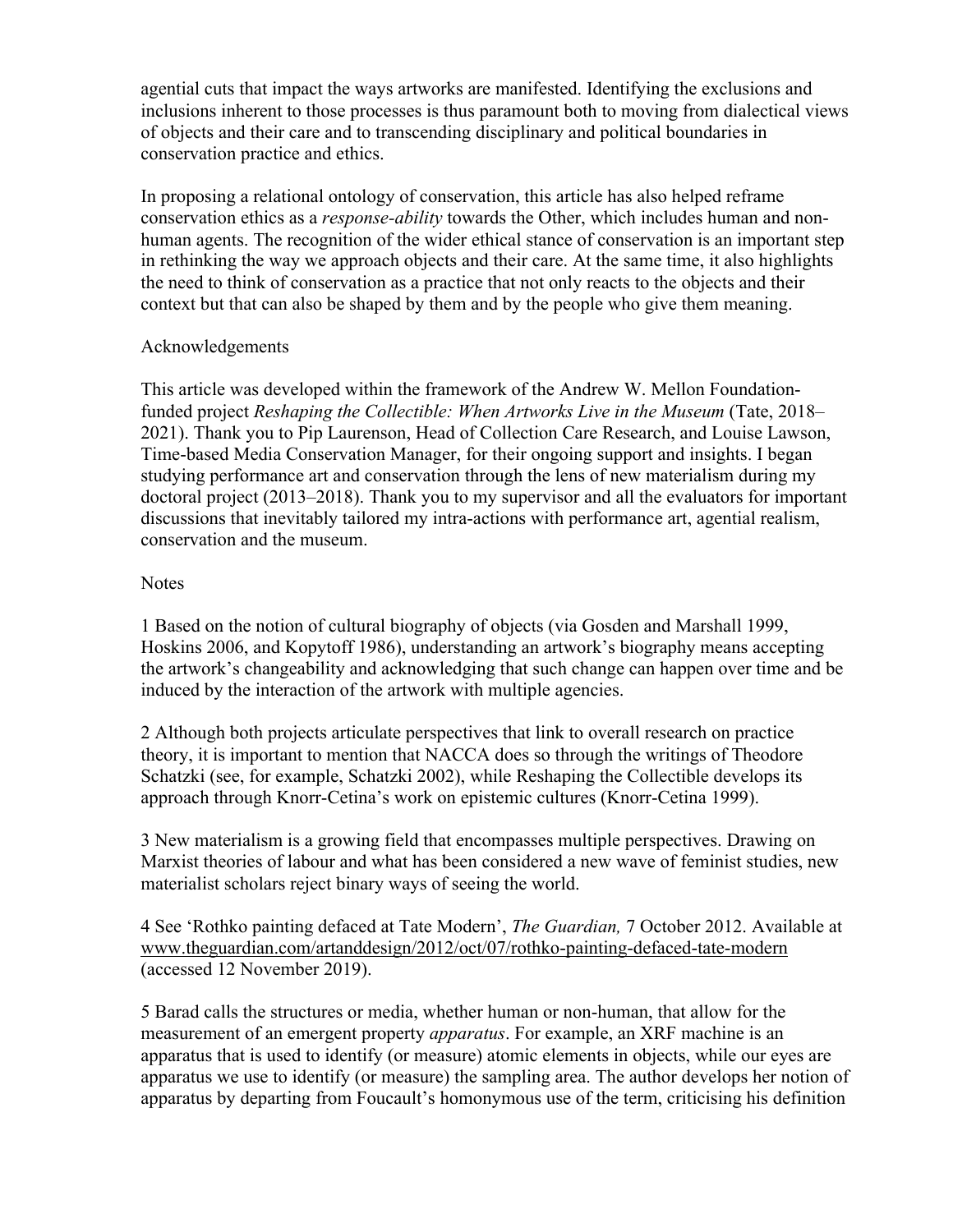agential cuts that impact the ways artworks are manifested. Identifying the exclusions and inclusions inherent to those processes is thus paramount both to moving from dialectical views of objects and their care and to transcending disciplinary and political boundaries in conservation practice and ethics.

In proposing a relational ontology of conservation, this article has also helped reframe conservation ethics as a *response-ability* towards the Other, which includes human and non-human agents. The recognition of the wider ethical stance of conservation is an important step in rethinking the way we approach objects and their care. At the same time, it also highlights the need to think of conservation as a practice that not only reacts to the objects and their context but that can also be shaped by them and by the people who give them meaning.

## Acknowledgements

This article was developed within the framework of the Andrew W. Mellon Foundation-funded project *Reshaping the Collectible: When Artworks Live in the Museum* (Tate, 2018–2021). Thank you to Pip Laurenson, Head of Collection Care Research, and Louise Lawson, Time-based Media Conservation Manager, for their ongoing support and insights. I began studying performance art and conservation through the lens of new materialism during my doctoral project (2013–2018). Thank you to my supervisor and all the evaluators for important discussions that inevitably tailored my intra-actions with performance art, agential realism, conservation and the museum.

## Notes

1 Based on the notion of cultural biography of objects (via Gosden and Marshall 1999, Hoskins 2006, and Kopytoff 1986), understanding an artwork's biography means accepting the artwork's changeability and acknowledging that such change can happen over time and be induced by the interaction of the artwork with multiple agencies.

2 Although both projects articulate perspectives that link to overall research on practice theory, it is important to mention that NACCA does so through the writings of Theodore Schatzki (see, for example, Schatzki 2002), while Reshaping the Collectible develops its approach through Knorr-Cetina's work on epistemic cultures (Knorr-Cetina 1999).

3 New materialism is a growing field that encompasses multiple perspectives. Drawing on Marxist theories of labour and what has been considered a new wave of feminist studies, new materialist scholars reject binary ways of seeing the world.

4 See 'Rothko painting defaced at Tate Modern', *The Guardian,* 7 October 2012. Available at www.theguardian.com/artanddesign/2012/oct/07/rothko-painting-defaced-tate-modern (accessed 12 November 2019).

5 Barad calls the structures or media, whether human or non-human, that allow for the measurement of an emergent property *apparatus*. For example, an XRF machine is an apparatus that is used to identify (or measure) atomic elements in objects, while our eyes are apparatus we use to identify (or measure) the sampling area. The author develops her notion of apparatus by departing from Foucault's homonymous use of the term, criticising his definition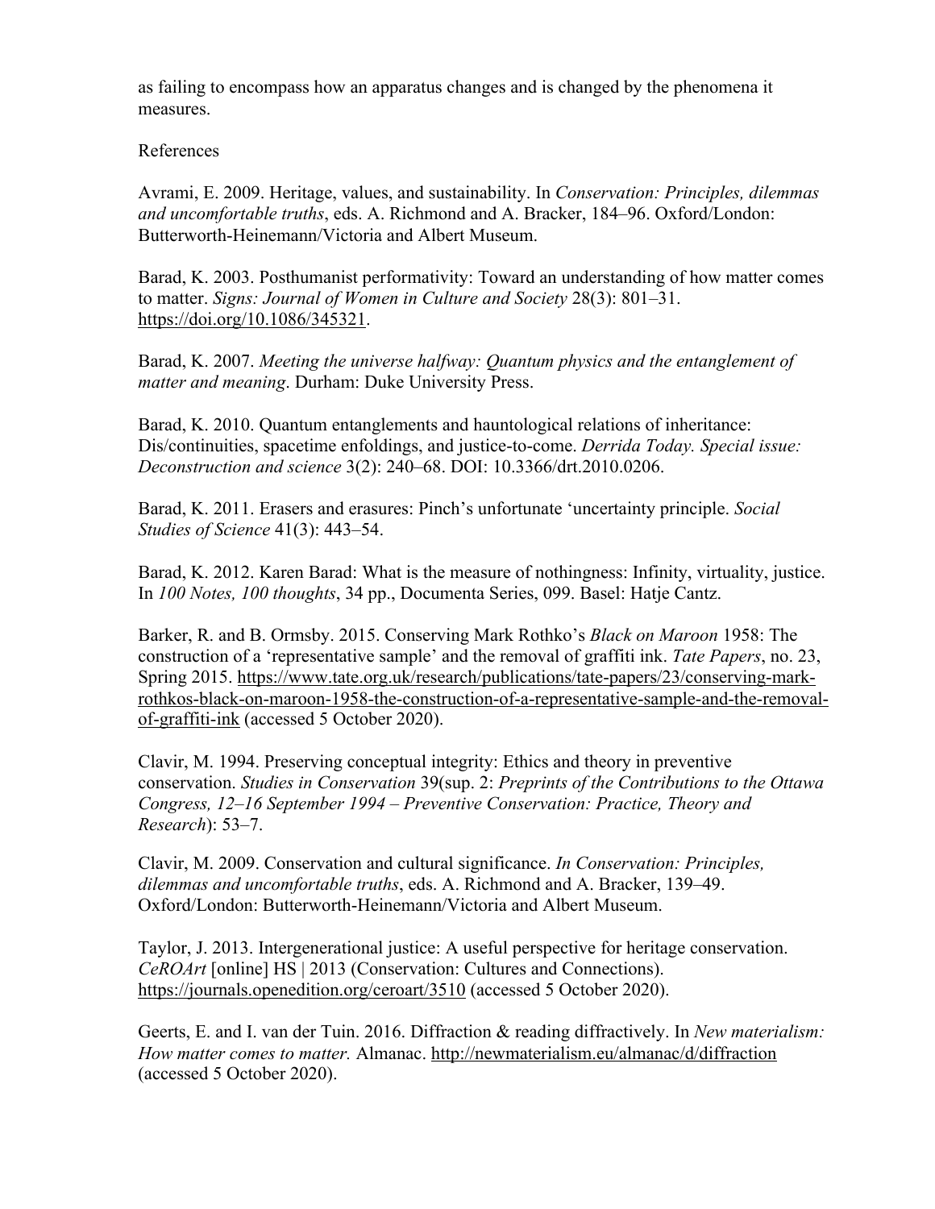as failing to encompass how an apparatus changes and is changed by the phenomena it measures.

References

Avrami, E. 2009. Heritage, values, and sustainability. In *Conservation: Principles, dilemmas and uncomfortable truths*, eds. A. Richmond and A. Bracker, 184–96. Oxford/London: Butterworth-Heinemann/Victoria and Albert Museum.

Barad, K. 2003. Posthumanist performativity: Toward an understanding of how matter comes to matter. *Signs: Journal of Women in Culture and Society* 28(3): 801–31. https://doi.org/10.1086/345321.

Barad, K. 2007. *Meeting the universe halfway: Quantum physics and the entanglement of matter and meaning*. Durham: Duke University Press.

Barad, K. 2010. Quantum entanglements and hauntological relations of inheritance: Dis/continuities, spacetime enfoldings, and justice-to-come. *Derrida Today. Special issue: Deconstruction and science* 3(2): 240–68. DOI: 10.3366/drt.2010.0206.

Barad, K. 2011. Erasers and erasures: Pinch's unfortunate 'uncertainty principle. *Social Studies of Science* 41(3): 443–54.

Barad, K. 2012. Karen Barad: What is the measure of nothingness: Infinity, virtuality, justice. In *100 Notes, 100 thoughts*, 34 pp., Documenta Series, 099. Basel: Hatje Cantz.

Barker, R. and B. Ormsby. 2015. Conserving Mark Rothko's *Black on Maroon* 1958: The construction of a 'representative sample' and the removal of graffiti ink. *Tate Papers*, no. 23, Spring 2015. https://www.tate.org.uk/research/publications/tate-papers/23/conserving-mark-rothkos-black-on-maroon-1958-the-construction-of-a-representative-sample-and-the-removal-of-graffiti-ink (accessed 5 October 2020).

Clavir, M. 1994. Preserving conceptual integrity: Ethics and theory in preventive conservation. *Studies in Conservation* 39(sup. 2: *Preprints of the Contributions to the Ottawa Congress, 12–16 September 1994 – Preventive Conservation: Practice, Theory and Research*): 53–7.

Clavir, M. 2009. Conservation and cultural significance. *In Conservation: Principles, dilemmas and uncomfortable truths*, eds. A. Richmond and A. Bracker, 139–49. Oxford/London: Butterworth-Heinemann/Victoria and Albert Museum.

Taylor, J. 2013. Intergenerational justice: A useful perspective for heritage conservation. *CeROArt* [online] HS | 2013 (Conservation: Cultures and Connections). https://journals.openedition.org/ceroart/3510 (accessed 5 October 2020).

Geerts, E. and I. van der Tuin. 2016. Diffraction & reading diffractively. In *New materialism: How matter comes to matter.* Almanac. http://newmaterialism.eu/almanac/d/diffraction (accessed 5 October 2020).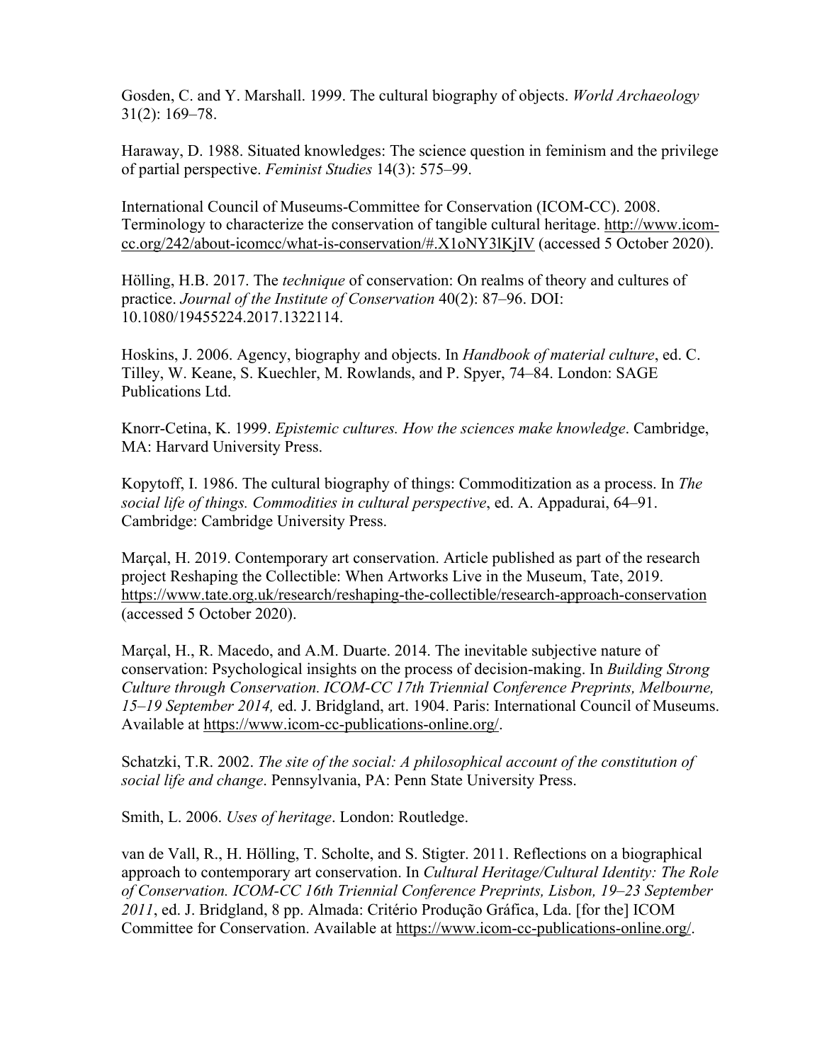Gosden, C. and Y. Marshall. 1999. The cultural biography of objects. *World Archaeology* 31(2): 169–78.

Haraway, D. 1988. Situated knowledges: The science question in feminism and the privilege of partial perspective. *Feminist Studies* 14(3): 575–99.

International Council of Museums-Committee for Conservation (ICOM-CC). 2008. Terminology to characterize the conservation of tangible cultural heritage. http://www.icom-cc.org/242/about-icomcc/what-is-conservation/#.X1oNY3lKjIV (accessed 5 October 2020).

Hölling, H.B. 2017. The *technique* of conservation: On realms of theory and cultures of practice. *Journal of the Institute of Conservation* 40(2): 87–96. DOI: 10.1080/19455224.2017.1322114.

Hoskins, J. 2006. Agency, biography and objects. In *Handbook of material culture*, ed. C. Tilley, W. Keane, S. Kuechler, M. Rowlands, and P. Spyer, 74–84. London: SAGE Publications Ltd.

Knorr-Cetina, K. 1999. *Epistemic cultures. How the sciences make knowledge*. Cambridge, MA: Harvard University Press.

Kopytoff, I. 1986. The cultural biography of things: Commoditization as a process. In *The social life of things. Commodities in cultural perspective*, ed. A. Appadurai, 64–91. Cambridge: Cambridge University Press.

Marçal, H. 2019. Contemporary art conservation. Article published as part of the research project Reshaping the Collectible: When Artworks Live in the Museum, Tate, 2019. https://www.tate.org.uk/research/reshaping-the-collectible/research-approach-conservation (accessed 5 October 2020).

Marçal, H., R. Macedo, and A.M. Duarte. 2014. The inevitable subjective nature of conservation: Psychological insights on the process of decision-making. In *Building Strong Culture through Conservation. ICOM-CC 17th Triennial Conference Preprints, Melbourne, 15–19 September 2014,* ed. J. Bridgland, art. 1904. Paris: International Council of Museums. Available at https://www.icom-cc-publications-online.org/.

Schatzki, T.R. 2002. *The site of the social: A philosophical account of the constitution of social life and change*. Pennsylvania, PA: Penn State University Press.

Smith, L. 2006. *Uses of heritage*. London: Routledge.

van de Vall, R., H. Hölling, T. Scholte, and S. Stigter. 2011. Reflections on a biographical approach to contemporary art conservation. In *Cultural Heritage/Cultural Identity: The Role of Conservation. ICOM-CC 16th Triennial Conference Preprints, Lisbon, 19–23 September 2011*, ed. J. Bridgland, 8 pp. Almada: Critério Produção Gráfica, Lda. [for the] ICOM Committee for Conservation. Available at https://www.icom-cc-publications-online.org/.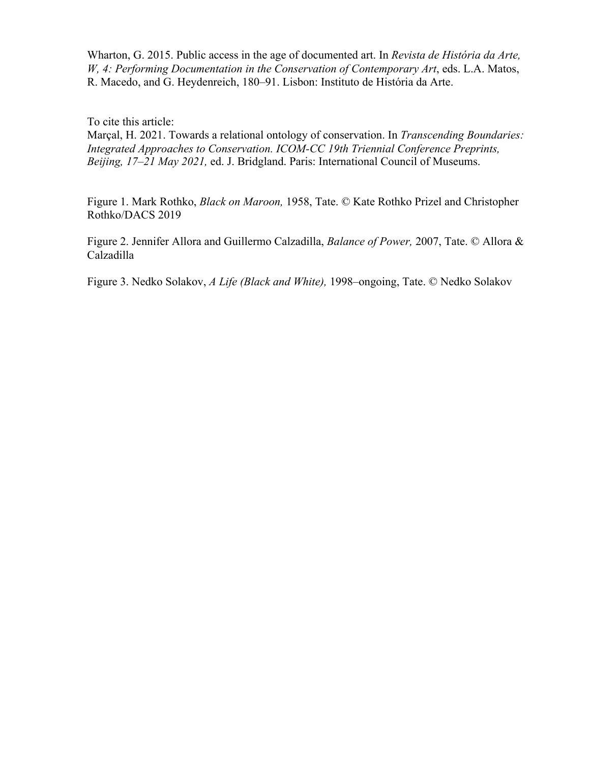Wharton, G. 2015. Public access in the age of documented art. In *Revista de História da Arte, W, 4: Performing Documentation in the Conservation of Contemporary Art*, eds. L.A. Matos, R. Macedo, and G. Heydenreich, 180–91. Lisbon: Instituto de História da Arte.

To cite this article:
Marçal, H. 2021. Towards a relational ontology of conservation. In *Transcending Boundaries: Integrated Approaches to Conservation. ICOM-CC 19th Triennial Conference Preprints, Beijing, 17–21 May 2021,* ed. J. Bridgland. Paris: International Council of Museums.

Figure 1. Mark Rothko, *Black on Maroon,* 1958, Tate. © Kate Rothko Prizel and Christopher Rothko/DACS 2019

Figure 2. Jennifer Allora and Guillermo Calzadilla, *Balance of Power,* 2007, Tate. © Allora & Calzadilla

Figure 3. Nedko Solakov, *A Life (Black and White),* 1998–ongoing, Tate. © Nedko Solakov